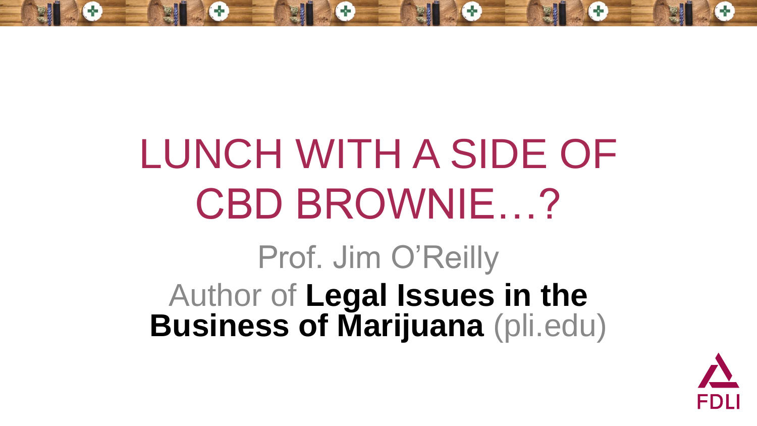# LUNCH WITH A SIDE OF CBD BROWNIE…?

Prof. Jim O'Reilly

Author of **Legal Issues in the Business of Marijuana** (pli.edu)

FDLI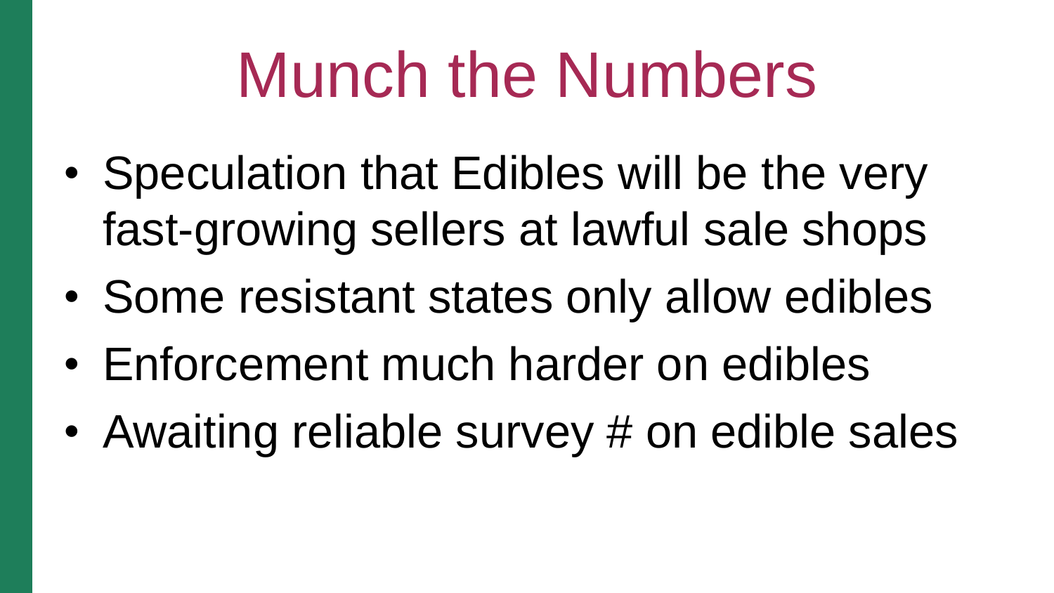# Munch the Numbers

- Speculation that Edibles will be the very fast-growing sellers at lawful sale shops
- Some resistant states only allow edibles
- Enforcement much harder on edibles
- Awaiting reliable survey # on edible sales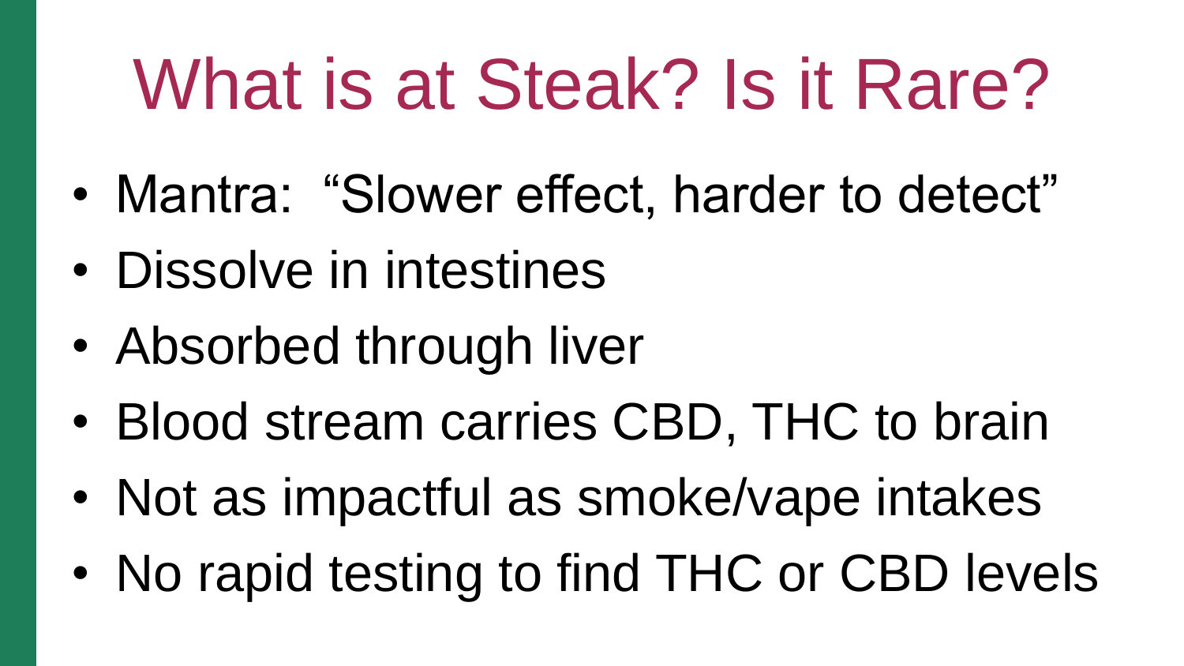# What is at Steak? Is it Rare?

- Mantra: “Slower effect, harder to detect”
- Dissolve in intestines
- Absorbed through liver
- Blood stream carries CBD, THC to brain
- Not as impactful as smoke/vape intakes
- No rapid testing to find THC or CBD levels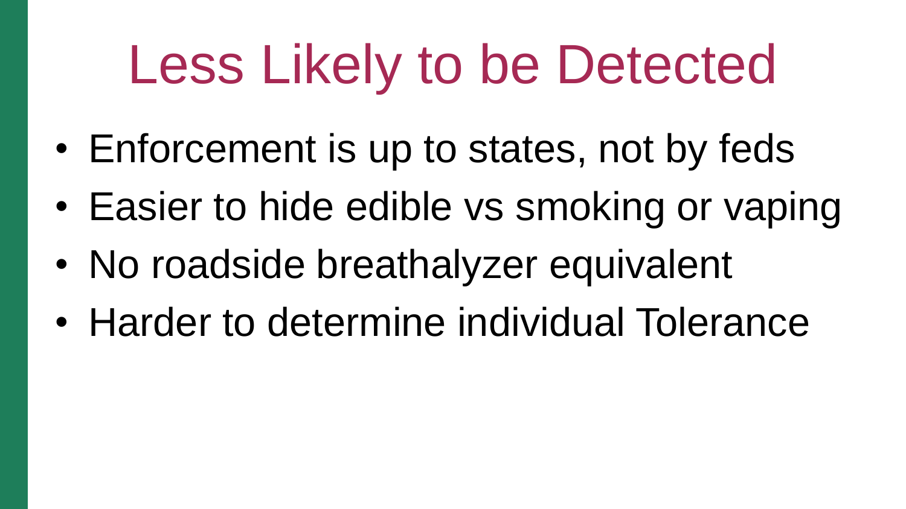# Less Likely to be Detected

- Enforcement is up to states, not by feds
- Easier to hide edible vs smoking or vaping
- No roadside breathalyzer equivalent
- Harder to determine individual Tolerance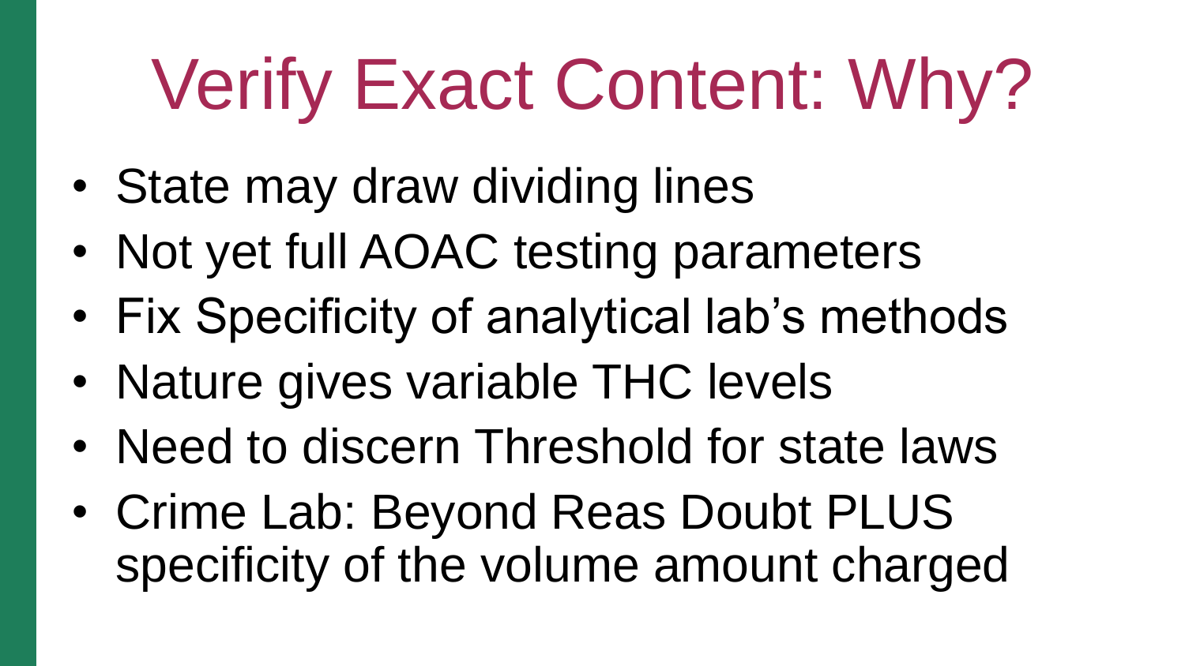# Verify Exact Content: Why?

- State may draw dividing lines
- Not yet full AOAC testing parameters
- Fix Specificity of analytical lab’s methods
- Nature gives variable THC levels
- Need to discern Threshold for state laws
- Crime Lab: Beyond Reas Doubt PLUS specificity of the volume amount charged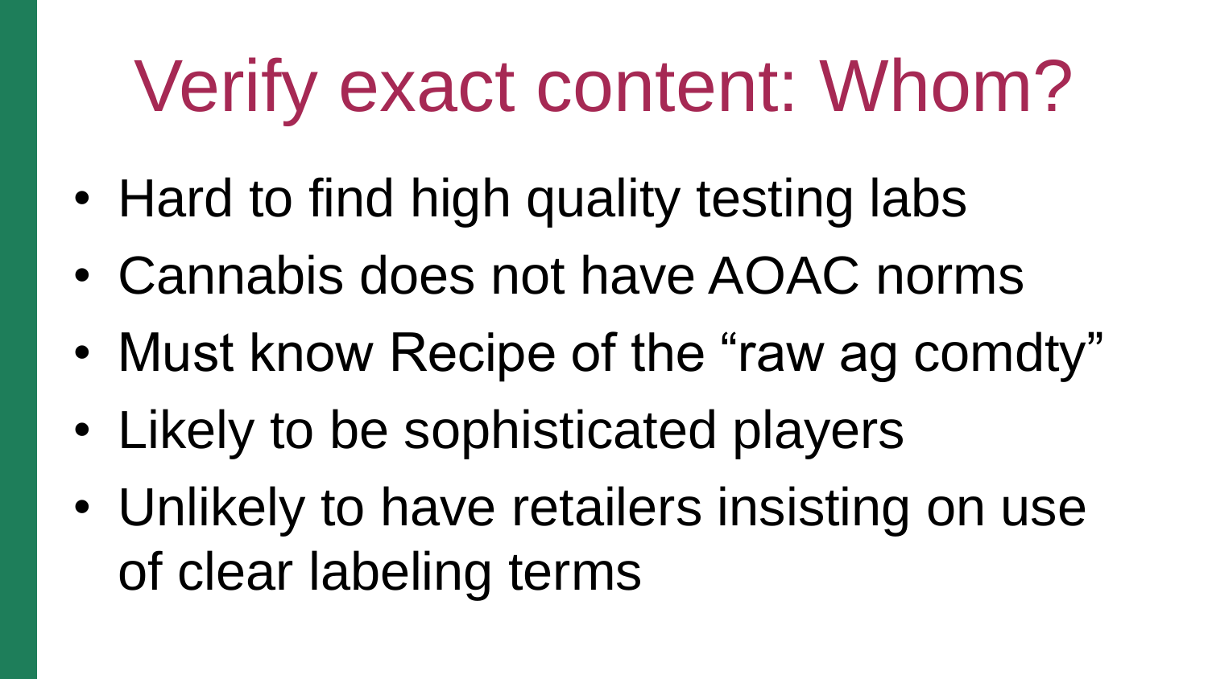# Verify exact content: Whom?

- Hard to find high quality testing labs
- Cannabis does not have AOAC norms
- Must know Recipe of the “raw ag comdty”
- Likely to be sophisticated players
- Unlikely to have retailers insisting on use of clear labeling terms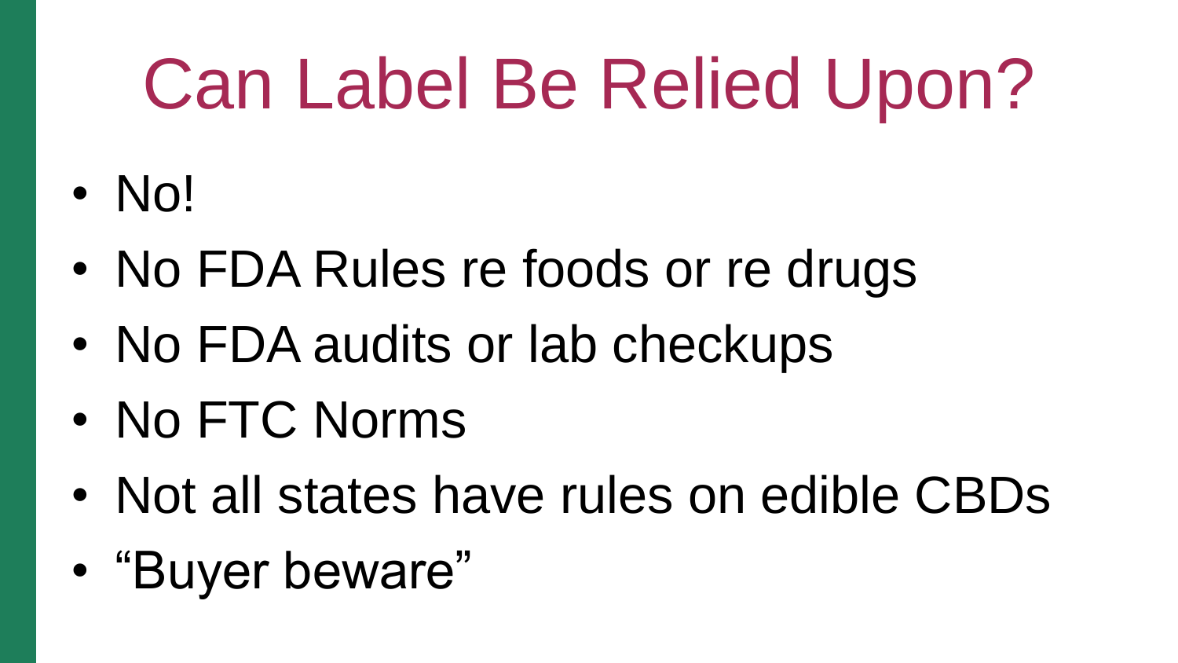# Can Label Be Relied Upon?

- No!
- No FDA Rules re foods or re drugs
- No FDA audits or lab checkups
- No FTC Norms
- Not all states have rules on edible CBDs
- “Buyer beware”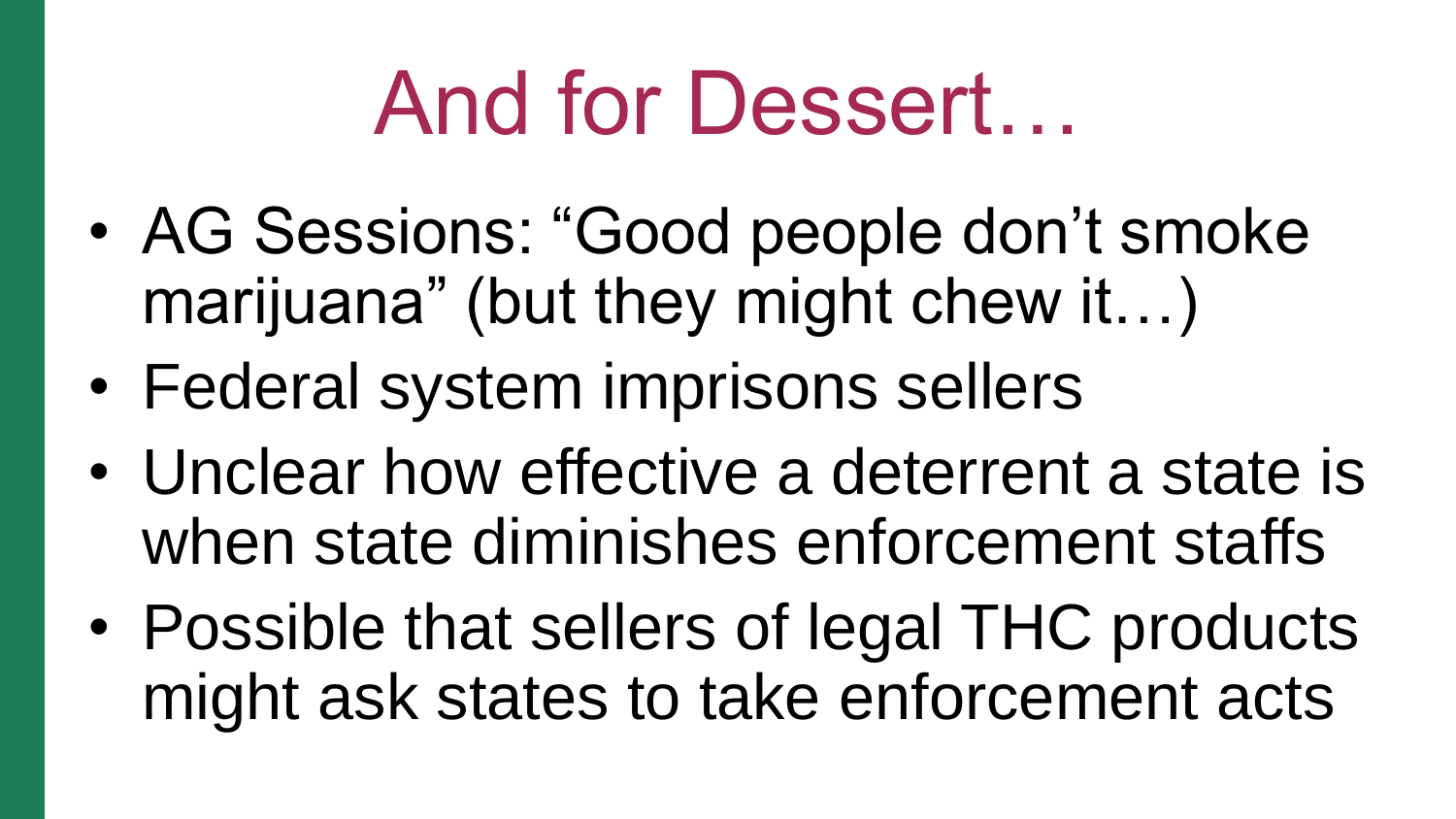# And for Dessert…

- AG Sessions: “Good people don’t smoke marijuana” (but they might chew it…)
- Federal system imprisons sellers
- Unclear how effective a deterrent a state is when state diminishes enforcement staffs
- Possible that sellers of legal THC products might ask states to take enforcement acts